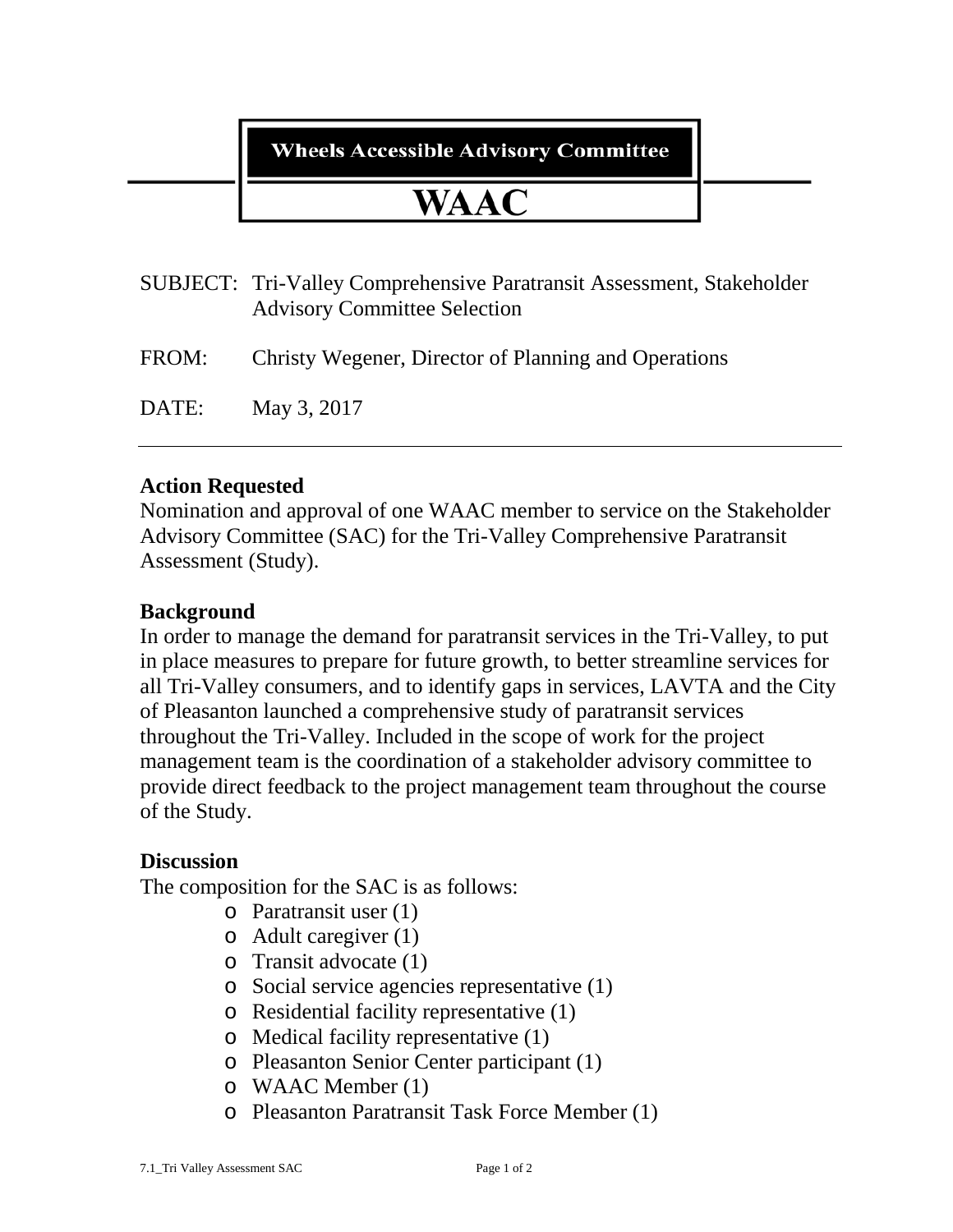**Wheels Accessible Advisory Committee**

# WAAC

SUBJECT: Tri-Valley Comprehensive Paratransit Assessment, Stakeholder Advisory Committee Selection

FROM: Christy Wegener, Director of Planning and Operations

DATE: May 3, 2017

---

## Action Requested

Nomination and approval of one WAAC member to service on the Stakeholder Advisory Committee (SAC) for the Tri-Valley Comprehensive Paratransit Assessment (Study).

## Background

In order to manage the demand for paratransit services in the Tri-Valley, to put in place measures to prepare for future growth, to better streamline services for all Tri-Valley consumers, and to identify gaps in services, LAVTA and the City of Pleasanton launched a comprehensive study of paratransit services throughout the Tri-Valley. Included in the scope of work for the project management team is the coordination of a stakeholder advisory committee to provide direct feedback to the project management team throughout the course of the Study.

## Discussion

The composition for the SAC is as follows:

- Paratransit user (1)
- Adult caregiver (1)
- Transit advocate (1)
- Social service agencies representative (1)
- Residential facility representative (1)
- Medical facility representative (1)
- Pleasanton Senior Center participant (1)
- WAAC Member (1)
- Pleasanton Paratransit Task Force Member (1)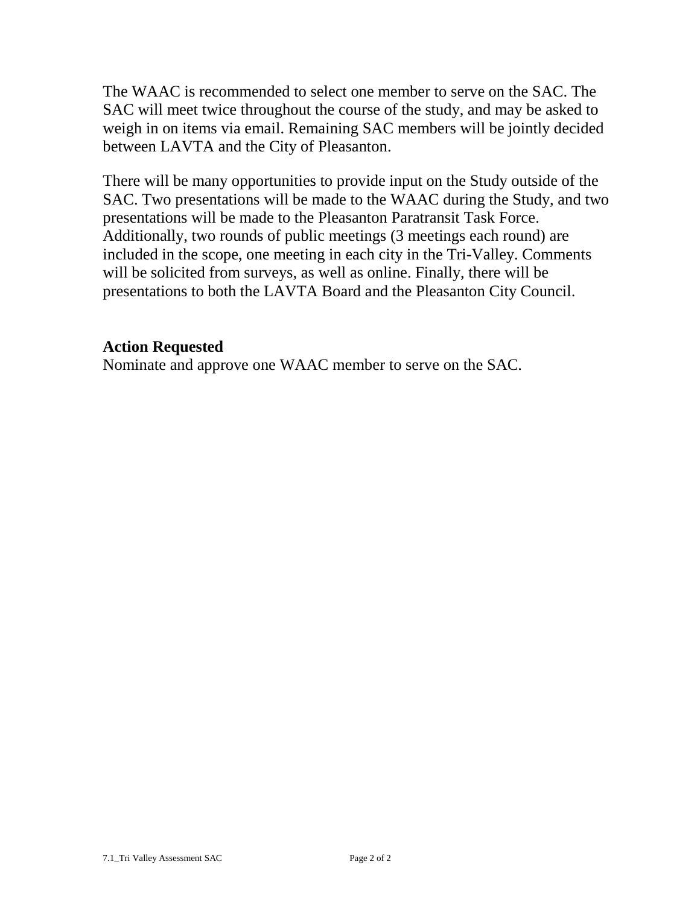The WAAC is recommended to select one member to serve on the SAC. The SAC will meet twice throughout the course of the study, and may be asked to weigh in on items via email. Remaining SAC members will be jointly decided between LAVTA and the City of Pleasanton.

There will be many opportunities to provide input on the Study outside of the SAC. Two presentations will be made to the WAAC during the Study, and two presentations will be made to the Pleasanton Paratransit Task Force. Additionally, two rounds of public meetings (3 meetings each round) are included in the scope, one meeting in each city in the Tri-Valley. Comments will be solicited from surveys, as well as online. Finally, there will be presentations to both the LAVTA Board and the Pleasanton City Council.

**Action Requested**

Nominate and approve one WAAC member to serve on the SAC.